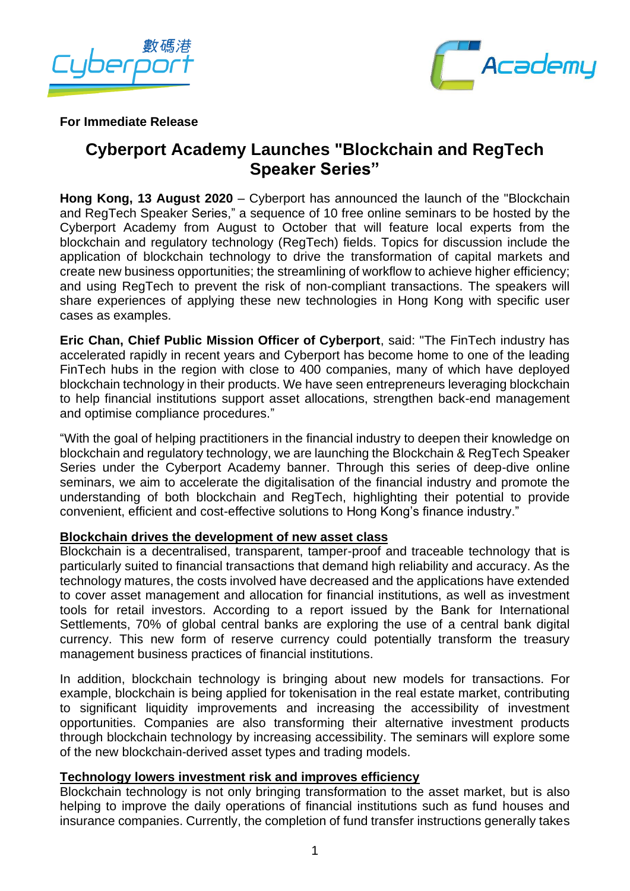**For Immediate Release**

# Cyberport Academy Launches "Blockchain and RegTech Speaker Series"

**Hong Kong, 13 August 2020** – Cyberport has announced the launch of the "Blockchain and RegTech Speaker Series," a sequence of 10 free online seminars to be hosted by the Cyberport Academy from August to October that will feature local experts from the blockchain and regulatory technology (RegTech) fields. Topics for discussion include the application of blockchain technology to drive the transformation of capital markets and create new business opportunities; the streamlining of workflow to achieve higher efficiency; and using RegTech to prevent the risk of non-compliant transactions. The speakers will share experiences of applying these new technologies in Hong Kong with specific user cases as examples.

**Eric Chan, Chief Public Mission Officer of Cyberport**, said: "The FinTech industry has accelerated rapidly in recent years and Cyberport has become home to one of the leading FinTech hubs in the region with close to 400 companies, many of which have deployed blockchain technology in their products. We have seen entrepreneurs leveraging blockchain to help financial institutions support asset allocations, strengthen back-end management and optimise compliance procedures."

"With the goal of helping practitioners in the financial industry to deepen their knowledge on blockchain and regulatory technology, we are launching the Blockchain & RegTech Speaker Series under the Cyberport Academy banner. Through this series of deep-dive online seminars, we aim to accelerate the digitalisation of the financial industry and promote the understanding of both blockchain and RegTech, highlighting their potential to provide convenient, efficient and cost-effective solutions to Hong Kong's finance industry."

**Blockchain drives the development of new asset class**

Blockchain is a decentralised, transparent, tamper-proof and traceable technology that is particularly suited to financial transactions that demand high reliability and accuracy. As the technology matures, the costs involved have decreased and the applications have extended to cover asset management and allocation for financial institutions, as well as investment tools for retail investors. According to a report issued by the Bank for International Settlements, 70% of global central banks are exploring the use of a central bank digital currency. This new form of reserve currency could potentially transform the treasury management business practices of financial institutions.

In addition, blockchain technology is bringing about new models for transactions. For example, blockchain is being applied for tokenisation in the real estate market, contributing to significant liquidity improvements and increasing the accessibility of investment opportunities. Companies are also transforming their alternative investment products through blockchain technology by increasing accessibility. The seminars will explore some of the new blockchain-derived asset types and trading models.

**Technology lowers investment risk and improves efficiency**

Blockchain technology is not only bringing transformation to the asset market, but is also helping to improve the daily operations of financial institutions such as fund houses and insurance companies. Currently, the completion of fund transfer instructions generally takes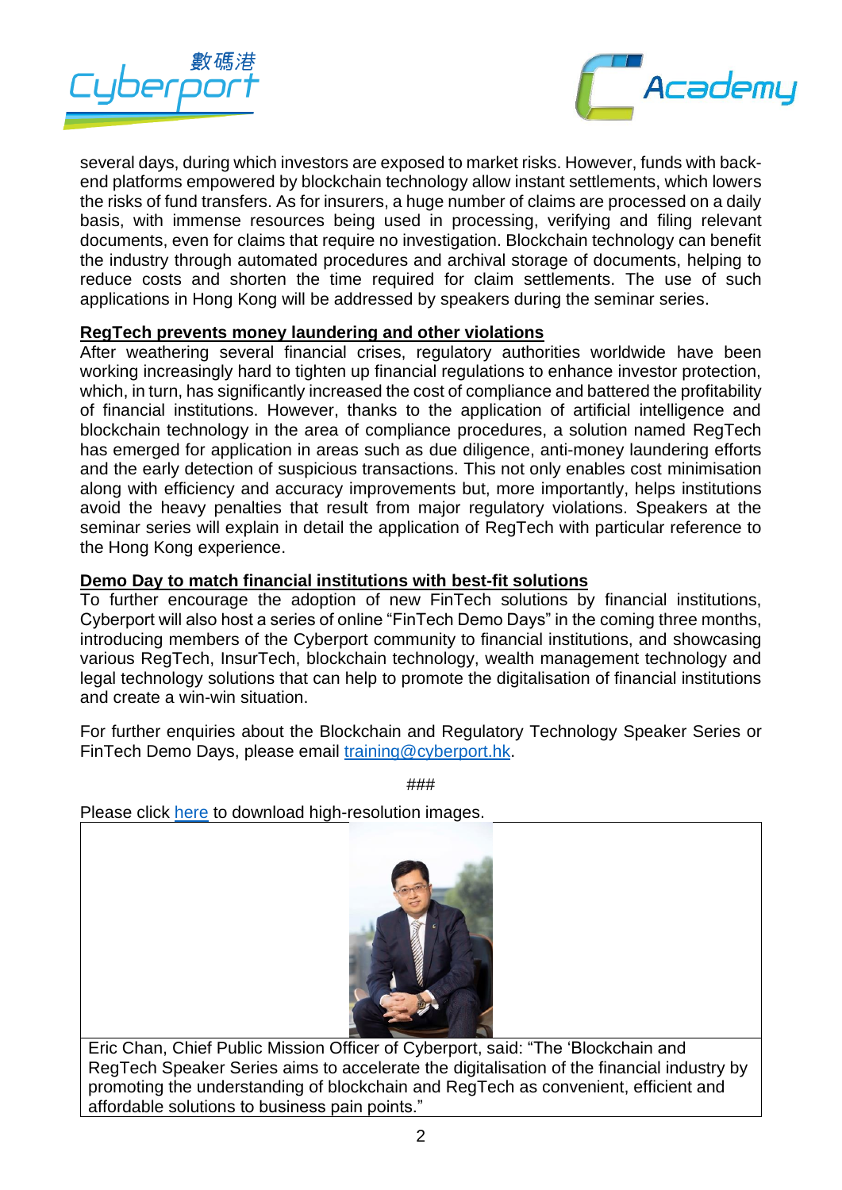several days, during which investors are exposed to market risks. However, funds with back-end platforms empowered by blockchain technology allow instant settlements, which lowers the risks of fund transfers. As for insurers, a huge number of claims are processed on a daily basis, with immense resources being used in processing, verifying and filing relevant documents, even for claims that require no investigation. Blockchain technology can benefit the industry through automated procedures and archival storage of documents, helping to reduce costs and shorten the time required for claim settlements. The use of such applications in Hong Kong will be addressed by speakers during the seminar series.

**RegTech prevents money laundering and other violations**

After weathering several financial crises, regulatory authorities worldwide have been working increasingly hard to tighten up financial regulations to enhance investor protection, which, in turn, has significantly increased the cost of compliance and battered the profitability of financial institutions. However, thanks to the application of artificial intelligence and blockchain technology in the area of compliance procedures, a solution named RegTech has emerged for application in areas such as due diligence, anti-money laundering efforts and the early detection of suspicious transactions. This not only enables cost minimisation along with efficiency and accuracy improvements but, more importantly, helps institutions avoid the heavy penalties that result from major regulatory violations. Speakers at the seminar series will explain in detail the application of RegTech with particular reference to the Hong Kong experience.

**Demo Day to match financial institutions with best-fit solutions**

To further encourage the adoption of new FinTech solutions by financial institutions, Cyberport will also host a series of online "FinTech Demo Days" in the coming three months, introducing members of the Cyberport community to financial institutions, and showcasing various RegTech, InsurTech, blockchain technology, wealth management technology and legal technology solutions that can help to promote the digitalisation of financial institutions and create a win-win situation.

For further enquiries about the Blockchain and Regulatory Technology Speaker Series or FinTech Demo Days, please email training@cyberport.hk.

###

Please click here to download high-resolution images.

Eric Chan, Chief Public Mission Officer of Cyberport, said: "The 'Blockchain and RegTech Speaker Series aims to accelerate the digitalisation of the financial industry by promoting the understanding of blockchain and RegTech as convenient, efficient and affordable solutions to business pain points."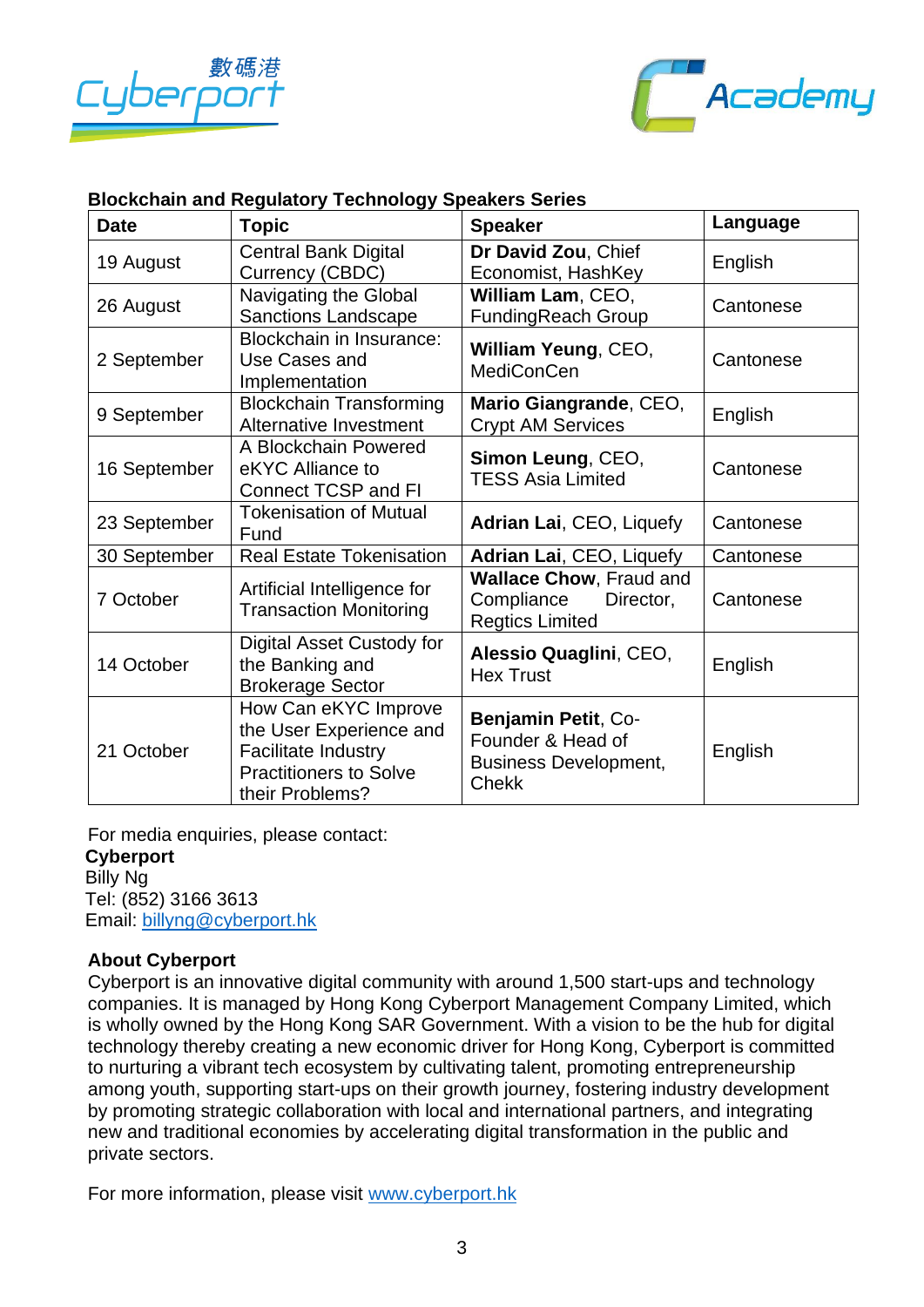**Blockchain and Regulatory Technology Speakers Series**

| Date | Topic | Speaker | Language |
|---|---|---|---|
| 19 August | Central Bank Digital Currency (CBDC) | **Dr David Zou**, Chief Economist, HashKey | English |
| 26 August | Navigating the Global Sanctions Landscape | **William Lam**, CEO, FundingReach Group | Cantonese |
| 2 September | Blockchain in Insurance: Use Cases and Implementation | **William Yeung**, CEO, MediConCen | Cantonese |
| 9 September | Blockchain Transforming Alternative Investment | **Mario Giangrande**, CEO, Crypt AM Services | English |
| 16 September | A Blockchain Powered eKYC Alliance to Connect TCSP and FI | **Simon Leung**, CEO, TESS Asia Limited | Cantonese |
| 23 September | Tokenisation of Mutual Fund | **Adrian Lai**, CEO, Liquefy | Cantonese |
| 30 September | Real Estate Tokenisation | **Adrian Lai**, CEO, Liquefy | Cantonese |
| 7 October | Artificial Intelligence for Transaction Monitoring | **Wallace Chow**, Fraud and Compliance Director, Regtics Limited | Cantonese |
| 14 October | Digital Asset Custody for the Banking and Brokerage Sector | **Alessio Quaglini**, CEO, Hex Trust | English |
| 21 October | How Can eKYC Improve the User Experience and Facilitate Industry Practitioners to Solve their Problems? | **Benjamin Petit**, Co-Founder & Head of Business Development, Chekk | English |

For media enquiries, please contact:
**Cyberport**
Billy Ng
Tel: (852) 3166 3613
Email: billyng@cyberport.hk

**About Cyberport**
Cyberport is an innovative digital community with around 1,500 start-ups and technology companies. It is managed by Hong Kong Cyberport Management Company Limited, which is wholly owned by the Hong Kong SAR Government. With a vision to be the hub for digital technology thereby creating a new economic driver for Hong Kong, Cyberport is committed to nurturing a vibrant tech ecosystem by cultivating talent, promoting entrepreneurship among youth, supporting start-ups on their growth journey, fostering industry development by promoting strategic collaboration with local and international partners, and integrating new and traditional economies by accelerating digital transformation in the public and private sectors.

For more information, please visit www.cyberport.hk